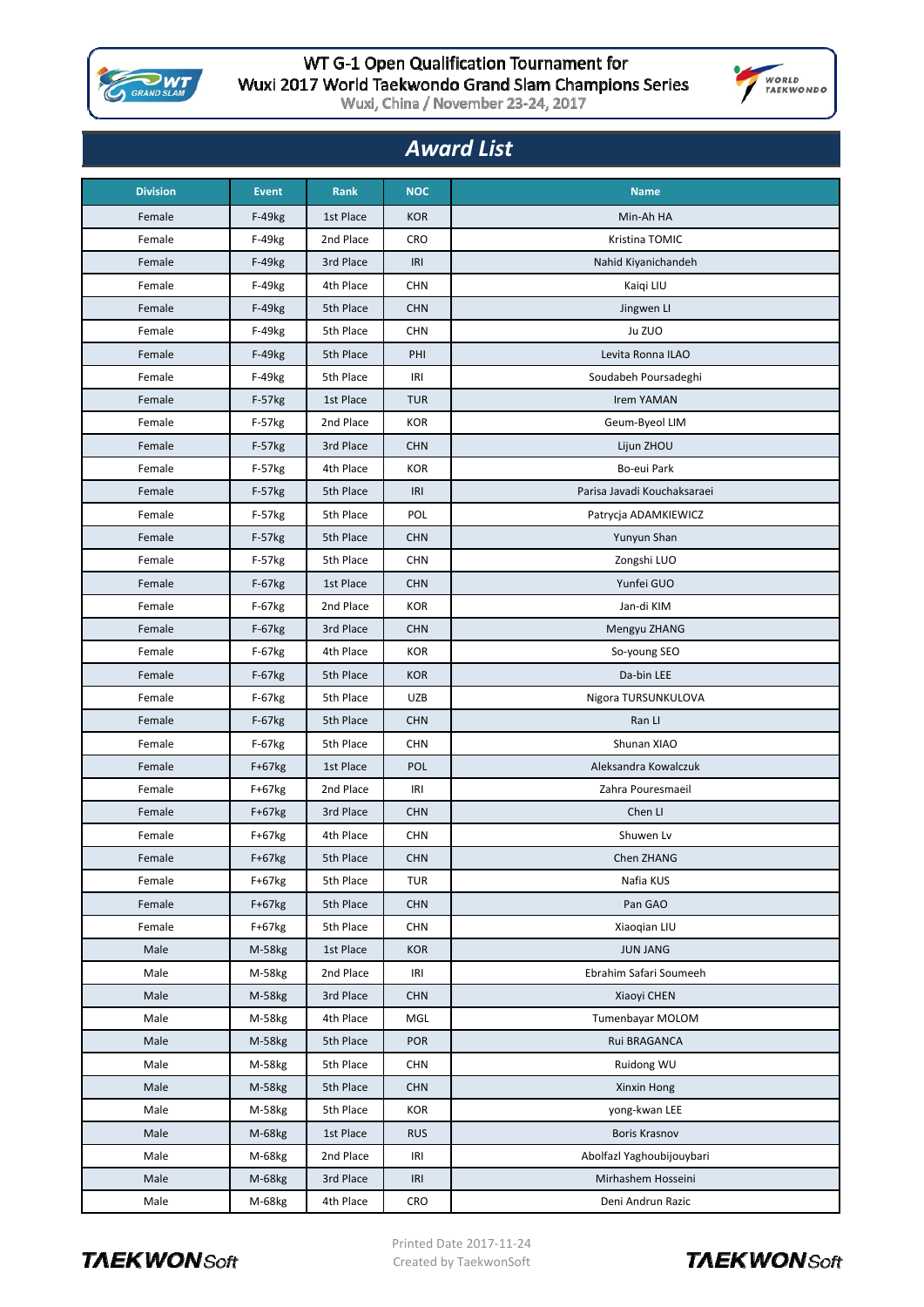# WT G-1 Open Qualification Tournament for Wuxi 2017 World Taekwondo Grand Slam Champions Series

Wuxi, China / November 23-24, 2017

## Award List

| Division | Event | Rank | NOC | Name |
|---|---|---|---|---|
| Female | F-49kg | 1st Place | KOR | Min-Ah HA |
| Female | F-49kg | 2nd Place | CRO | Kristina TOMIC |
| Female | F-49kg | 3rd Place | IRI | Nahid Kiyanichandeh |
| Female | F-49kg | 4th Place | CHN | Kaiqi LIU |
| Female | F-49kg | 5th Place | CHN | Jingwen LI |
| Female | F-49kg | 5th Place | CHN | Ju ZUO |
| Female | F-49kg | 5th Place | PHI | Levita Ronna ILAO |
| Female | F-49kg | 5th Place | IRI | Soudabeh Poursadeghi |
| Female | F-57kg | 1st Place | TUR | Irem YAMAN |
| Female | F-57kg | 2nd Place | KOR | Geum-Byeol LIM |
| Female | F-57kg | 3rd Place | CHN | Lijun ZHOU |
| Female | F-57kg | 4th Place | KOR | Bo-eui Park |
| Female | F-57kg | 5th Place | IRI | Parisa Javadi Kouchaksaraei |
| Female | F-57kg | 5th Place | POL | Patrycja ADAMKIEWICZ |
| Female | F-57kg | 5th Place | CHN | Yunyun Shan |
| Female | F-57kg | 5th Place | CHN | Zongshi LUO |
| Female | F-67kg | 1st Place | CHN | Yunfei GUO |
| Female | F-67kg | 2nd Place | KOR | Jan-di KIM |
| Female | F-67kg | 3rd Place | CHN | Mengyu ZHANG |
| Female | F-67kg | 4th Place | KOR | So-young SEO |
| Female | F-67kg | 5th Place | KOR | Da-bin LEE |
| Female | F-67kg | 5th Place | UZB | Nigora TURSUNKULOVA |
| Female | F-67kg | 5th Place | CHN | Ran LI |
| Female | F-67kg | 5th Place | CHN | Shunan XIAO |
| Female | F+67kg | 1st Place | POL | Aleksandra Kowalczuk |
| Female | F+67kg | 2nd Place | IRI | Zahra Pouresmaeil |
| Female | F+67kg | 3rd Place | CHN | Chen LI |
| Female | F+67kg | 4th Place | CHN | Shuwen Lv |
| Female | F+67kg | 5th Place | CHN | Chen ZHANG |
| Female | F+67kg | 5th Place | TUR | Nafia KUS |
| Female | F+67kg | 5th Place | CHN | Pan GAO |
| Female | F+67kg | 5th Place | CHN | Xiaoqian LIU |
| Male | M-58kg | 1st Place | KOR | JUN JANG |
| Male | M-58kg | 2nd Place | IRI | Ebrahim Safari Soumeeh |
| Male | M-58kg | 3rd Place | CHN | Xiaoyi CHEN |
| Male | M-58kg | 4th Place | MGL | Tumenbayar MOLOM |
| Male | M-58kg | 5th Place | POR | Rui BRAGANCA |
| Male | M-58kg | 5th Place | CHN | Ruidong WU |
| Male | M-58kg | 5th Place | CHN | Xinxin Hong |
| Male | M-58kg | 5th Place | KOR | yong-kwan LEE |
| Male | M-68kg | 1st Place | RUS | Boris Krasnov |
| Male | M-68kg | 2nd Place | IRI | Abolfazl Yaghoubijouybari |
| Male | M-68kg | 3rd Place | IRI | Mirhashem Hosseini |
| Male | M-68kg | 4th Place | CRO | Deni Andrun Razic |

Printed Date 2017-11-24
Created by TaekwonSoft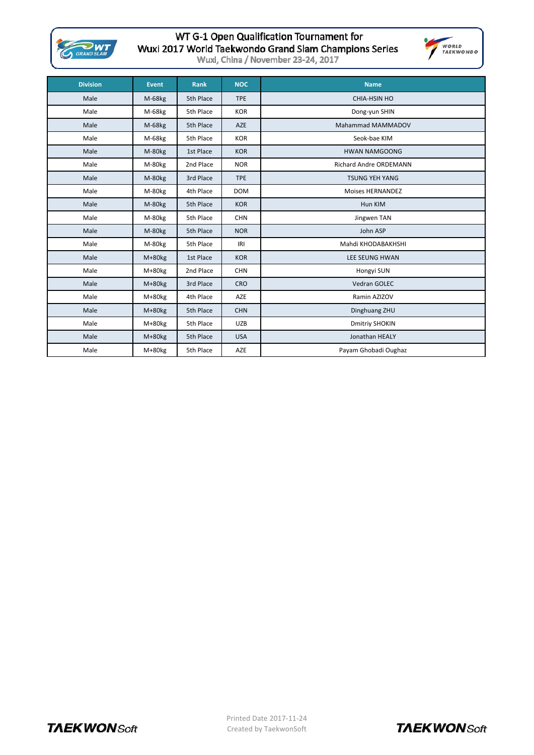# WT G-1 Open Qualification Tournament for Wuxi 2017 World Taekwondo Grand Slam Champions Series

Wuxi, China / November 23-24, 2017

| Division | Event | Rank | NOC | Name |
|---|---|---|---|---|
| Male | M-68kg | 5th Place | TPE | CHIA-HSIN HO |
| Male | M-68kg | 5th Place | KOR | Dong-yun SHIN |
| Male | M-68kg | 5th Place | AZE | Mahammad MAMMADOV |
| Male | M-68kg | 5th Place | KOR | Seok-bae KIM |
| Male | M-80kg | 1st Place | KOR | HWAN NAMGOONG |
| Male | M-80kg | 2nd Place | NOR | Richard Andre ORDEMANN |
| Male | M-80kg | 3rd Place | TPE | TSUNG YEH YANG |
| Male | M-80kg | 4th Place | DOM | Moises HERNANDEZ |
| Male | M-80kg | 5th Place | KOR | Hun KIM |
| Male | M-80kg | 5th Place | CHN | Jingwen TAN |
| Male | M-80kg | 5th Place | NOR | John ASP |
| Male | M-80kg | 5th Place | IRI | Mahdi KHODABAKHSHI |
| Male | M+80kg | 1st Place | KOR | LEE SEUNG HWAN |
| Male | M+80kg | 2nd Place | CHN | Hongyi SUN |
| Male | M+80kg | 3rd Place | CRO | Vedran GOLEC |
| Male | M+80kg | 4th Place | AZE | Ramin AZIZOV |
| Male | M+80kg | 5th Place | CHN | Dinghuang ZHU |
| Male | M+80kg | 5th Place | UZB | Dmitriy SHOKIN |
| Male | M+80kg | 5th Place | USA | Jonathan HEALY |
| Male | M+80kg | 5th Place | AZE | Payam Ghobadi Oughaz |

Printed Date 2017-11-24
Created by TaekwonSoft